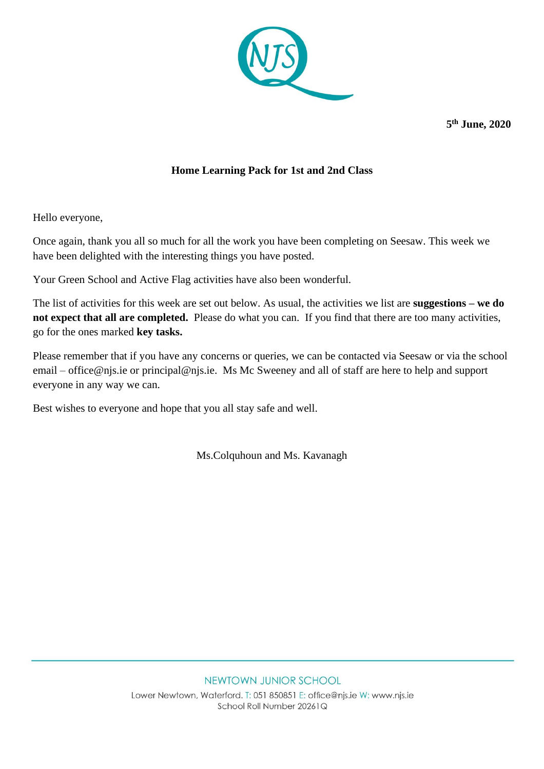5th June, 2020

**Home Learning Pack for 1st and 2nd Class**

Hello everyone,

Once again, thank you all so much for all the work you have been completing on Seesaw. This week we have been delighted with the interesting things you have posted.

Your Green School and Active Flag activities have also been wonderful.

The list of activities for this week are set out below. As usual, the activities we list are **suggestions – we do not expect that all are completed.** Please do what you can. If you find that there are too many activities, go for the ones marked **key tasks.**

Please remember that if you have any concerns or queries, we can be contacted via Seesaw or via the school email – office@njs.ie or principal@njs.ie. Ms Mc Sweeney and all of staff are here to help and support everyone in any way we can.

Best wishes to everyone and hope that you all stay safe and well.

Ms.Colquhoun and Ms. Kavanagh

NEWTOWN JUNIOR SCHOOL

Lower Newtown, Waterford. T: 051 850851 E: office@njs.ie W: www.njs.ie

School Roll Number 20261Q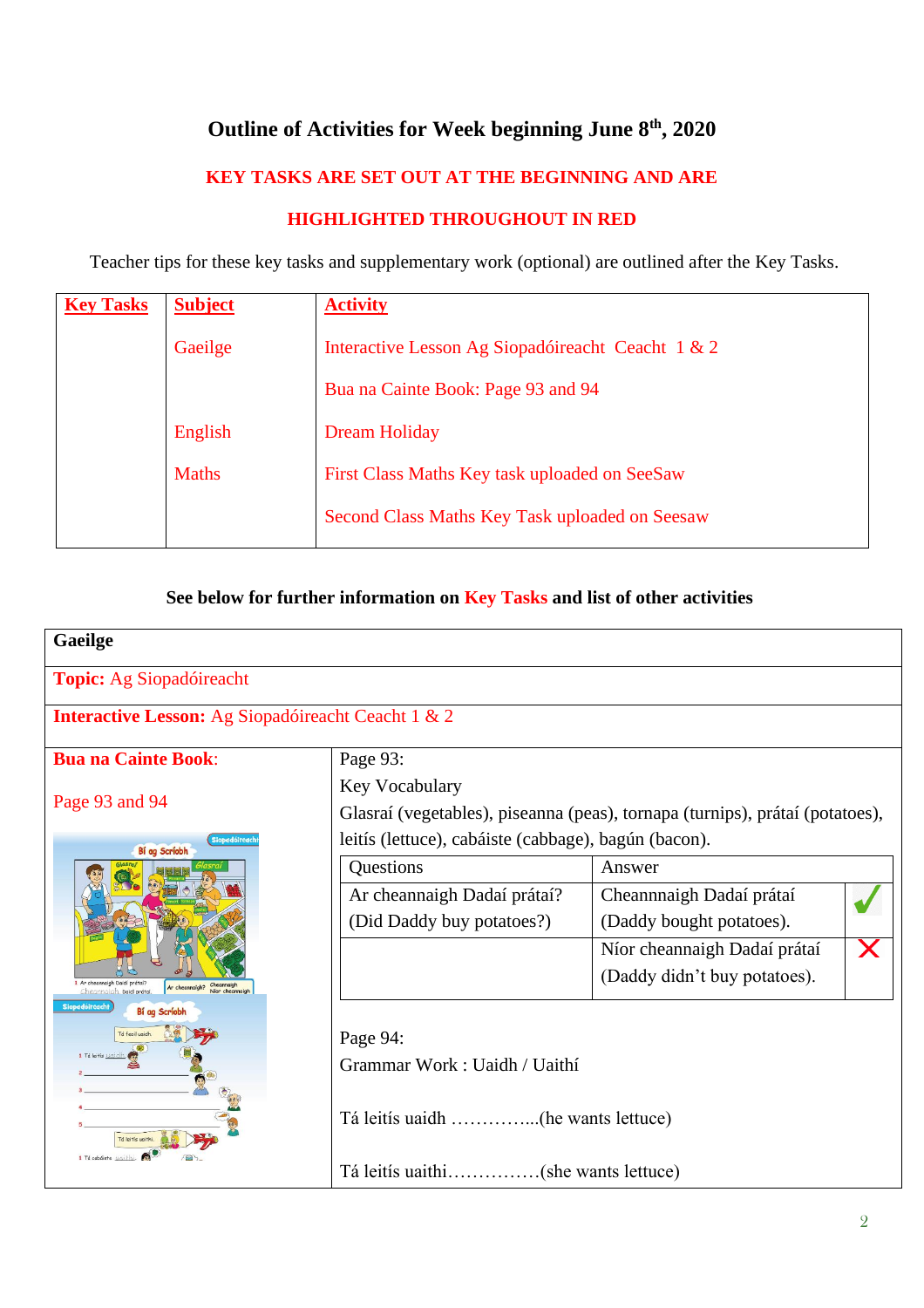# Outline of Activities for Week beginning June 8th, 2020

**KEY TASKS ARE SET OUT AT THE BEGINNING AND ARE HIGHLIGHTED THROUGHOUT IN RED**

Teacher tips for these key tasks and supplementary work (optional) are outlined after the Key Tasks.

| Key Tasks | Subject | Activity |
|---|---|---|
| | Gaeilge | Interactive Lesson Ag Siopadóireacht Ceacht 1 & 2 |
| | | Bua na Cainte Book: Page 93 and 94 |
| | English | Dream Holiday |
| | Maths | First Class Maths Key task uploaded on SeeSaw |
| | | Second Class Maths Key Task uploaded on Seesaw |

**See below for further information on Key Tasks and list of other activities**

## Gaeilge

**Topic:** Ag Siopadóireacht

**Interactive Lesson:** Ag Siopadóireacht Ceacht 1 & 2

**Bua na Cainte Book:**

Page 93 and 94

Page 93:

Key Vocabulary

Glasraí (vegetables), piseanna (peas), tornapa (turnips), prátaí (potatoes), leitís (lettuce), cabáiste (cabbage), bagún (bacon).

| Questions | Answer | |
|---|---|---|
| Ar cheannaigh Dadaí prátaí? (Did Daddy buy potatoes?) | Cheannnaigh Dadaí prátaí (Daddy bought potatoes). | ✓ |
| | Níor cheannaigh Dadaí prátaí (Daddy didn't buy potatoes). | ✗ |

Page 94:

Grammar Work : Uaidh / Uaithí

Tá leitís uaidh …………...(he wants lettuce)

Tá leitís uaithi……………(she wants lettuce)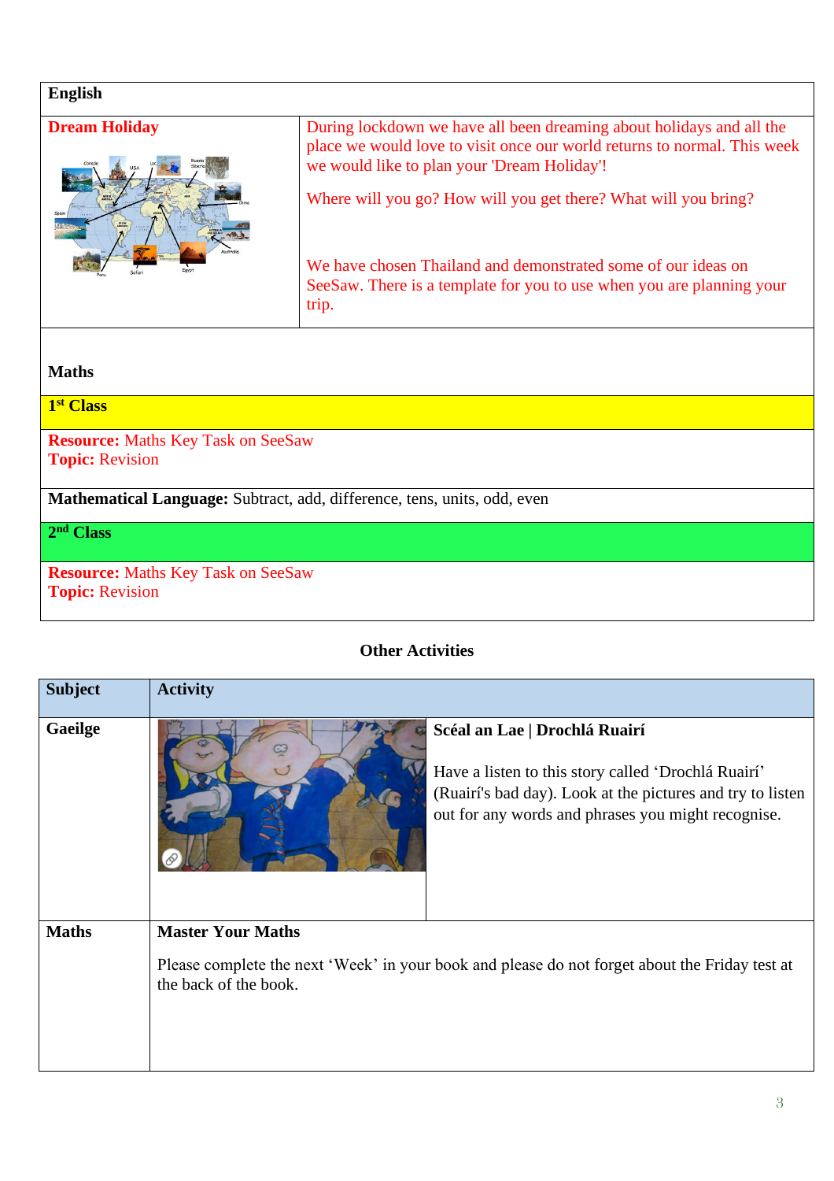| English | |
|---|---|
| **Dream Holiday** | During lockdown we have all been dreaming about holidays and all the place we would love to visit once our world returns to normal. This week we would like to plan your 'Dream Holiday'!<br><br>Where will you go? How will you get there? What will you bring?<br><br>We have chosen Thailand and demonstrated some of our ideas on SeeSaw. There is a template for you to use when you are planning your trip. |

| Maths |
|---|
| **1st Class** |
| **Resource:** Maths Key Task on SeeSaw<br>**Topic:** Revision |
| **Mathematical Language:** Subtract, add, difference, tens, units, odd, even |
| **2nd Class** |
| **Resource:** Maths Key Task on SeeSaw<br>**Topic:** Revision |

## Other Activities

| Subject | Activity |
|---|---|
| **Gaeilge** | **Scéal an Lae \| Drochlá Ruairí**<br><br>Have a listen to this story called 'Drochlá Ruairí' (Ruairí's bad day). Look at the pictures and try to listen out for any words and phrases you might recognise. |
| **Maths** | **Master Your Maths**<br><br>Please complete the next 'Week' in your book and please do not forget about the Friday test at the back of the book. |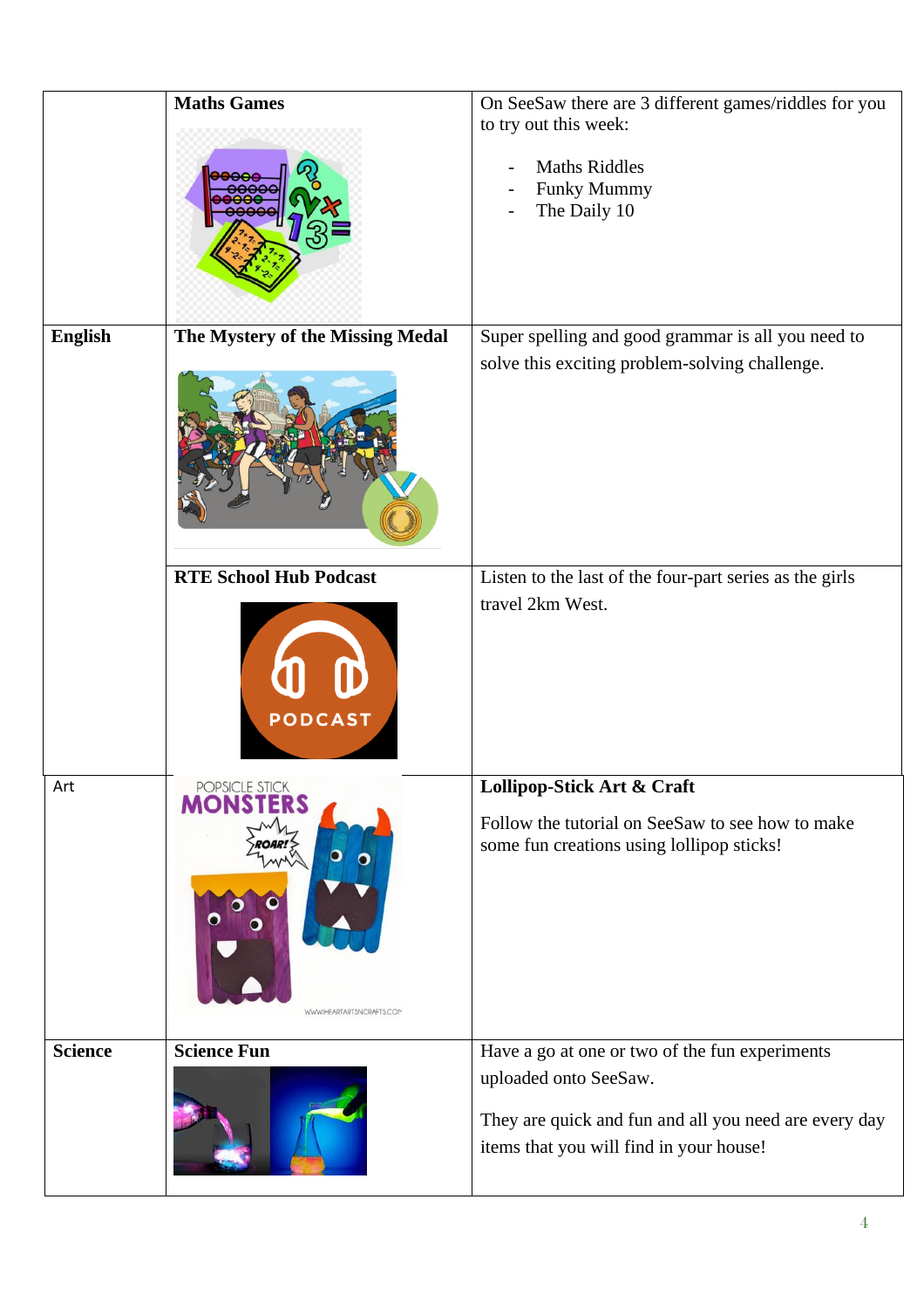| | | |
|---|---|---|
| | **Maths Games** | On SeeSaw there are 3 different games/riddles for you to try out this week:<br><br>- Maths Riddles<br>- Funky Mummy<br>- The Daily 10 |
| **English** | **The Mystery of the Missing Medal** | Super spelling and good grammar is all you need to solve this exciting problem-solving challenge. |
| | **RTE School Hub Podcast** | Listen to the last of the four-part series as the girls travel 2km West. |
| Art | | **Lollipop-Stick Art & Craft**<br><br>Follow the tutorial on SeeSaw to see how to make some fun creations using lollipop sticks! |
| **Science** | **Science Fun** | Have a go at one or two of the fun experiments uploaded onto SeeSaw.<br><br>They are quick and fun and all you need are every day items that you will find in your house! |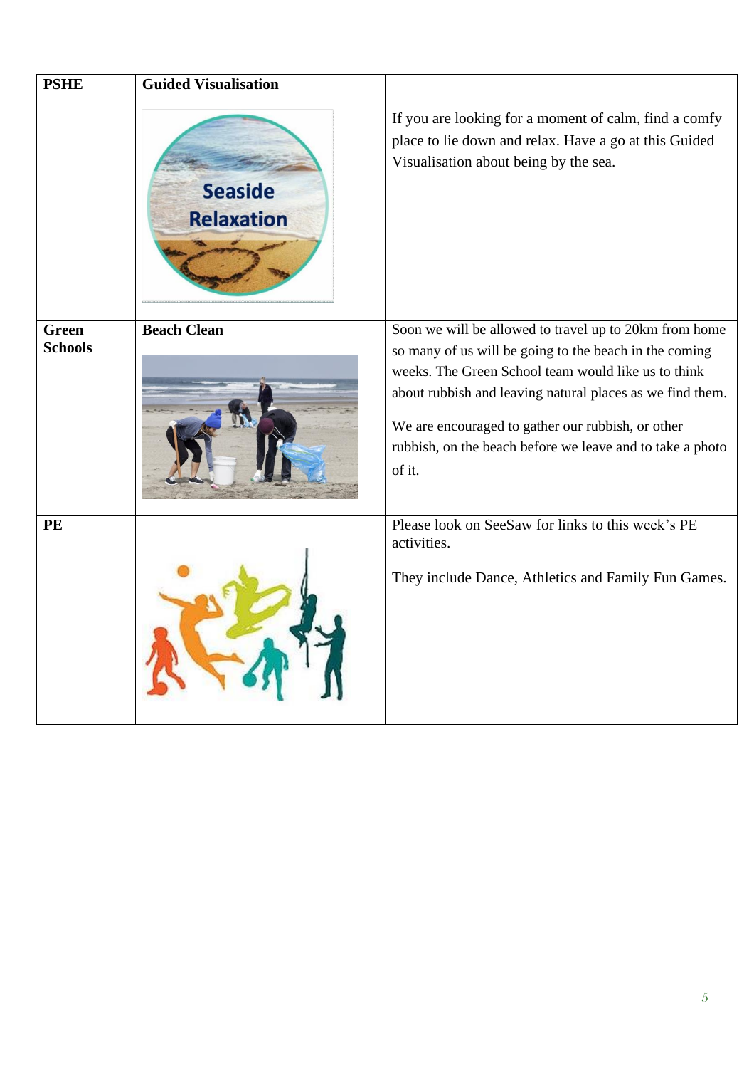| | | |
|---|---|---|
| **PSHE** | **Guided Visualisation** | If you are looking for a moment of calm, find a comfy place to lie down and relax. Have a go at this Guided Visualisation about being by the sea. |
| **Green Schools** | **Beach Clean** | Soon we will be allowed to travel up to 20km from home so many of us will be going to the beach in the coming weeks. The Green School team would like us to think about rubbish and leaving natural places as we find them.<br><br>We are encouraged to gather our rubbish, or other rubbish, on the beach before we leave and to take a photo of it. |
| **PE** | | Please look on SeeSaw for links to this week's PE activities.<br><br>They include Dance, Athletics and Family Fun Games. |